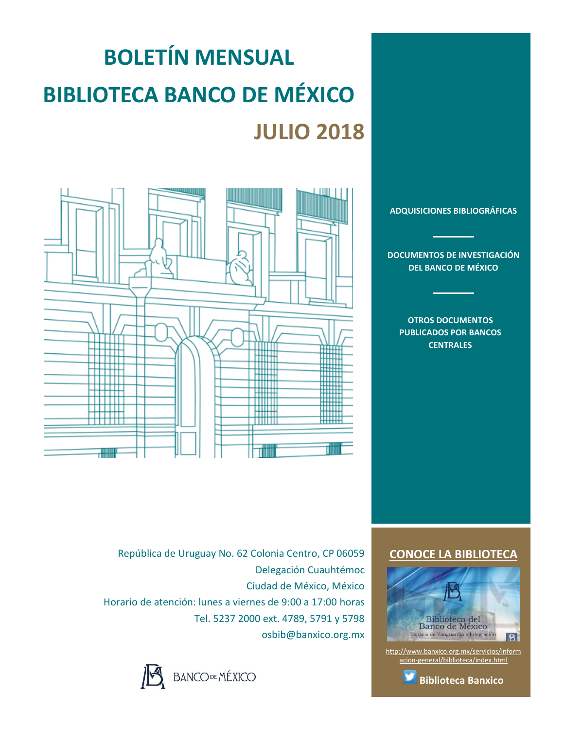# BOLETÍN MENSUAL

# BIBLIOTECA BANCO DE MÉXICO

## JULIO 2018

**ADQUISICIONES BIBLIOGRÁFICAS**

**DOCUMENTOS DE INVESTIGACIÓN DEL BANCO DE MÉXICO**

**OTROS DOCUMENTOS PUBLICADOS POR BANCOS CENTRALES**

República de Uruguay No. 62 Colonia Centro, CP 06059
Delegación Cuauhtémoc
Ciudad de México, México
Horario de atención: lunes a viernes de 9:00 a 17:00 horas
Tel. 5237 2000 ext. 4789, 5791 y 5798
osbib@banxico.org.mx

BANCO DE MÉXICO

**CONOCE LA BIBLIOTECA**

Biblioteca del Banco de México
Espacio de Vanguardia e Integración

http://www.banxico.org.mx/servicios/informacion-general/biblioteca/index.html

**Biblioteca Banxico**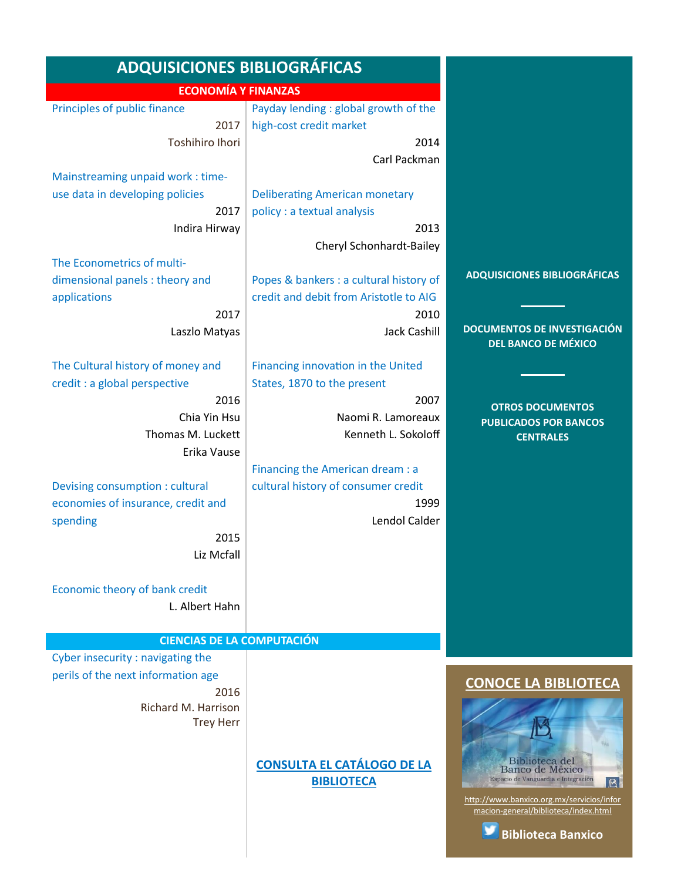# ADQUISICIONES BIBLIOGRÁFICAS

## ECONOMÍA Y FINANZAS

Principles of public finance
2017
Toshihiro Ihori

Mainstreaming unpaid work : time-use data in developing policies
2017
Indira Hirway

The Econometrics of multi-dimensional panels : theory and applications
2017
Laszlo Matyas

The Cultural history of money and credit : a global perspective
2016
Chia Yin Hsu
Thomas M. Luckett
Erika Vause

Devising consumption : cultural economies of insurance, credit and spending
2015
Liz Mcfall

Economic theory of bank credit
L. Albert Hahn

Payday lending : global growth of the high-cost credit market
2014
Carl Packman

Deliberating American monetary policy : a textual analysis
2013
Cheryl Schonhardt-Bailey

Popes & bankers : a cultural history of credit and debit from Aristotle to AIG
2010
Jack Cashill

Financing innovation in the United States, 1870 to the present
2007
Naomi R. Lamoreaux
Kenneth L. Sokoloff

Financing the American dream : a cultural history of consumer credit
1999
Lendol Calder

## CIENCIAS DE LA COMPUTACIÓN

Cyber insecurity : navigating the perils of the next information age
2016
Richard M. Harrison
Trey Herr

**CONSULTA EL CATÁLOGO DE LA BIBLIOTECA**

---

**ADQUISICIONES BIBLIOGRÁFICAS**

**DOCUMENTOS DE INVESTIGACIÓN DEL BANCO DE MÉXICO**

**OTROS DOCUMENTOS PUBLICADOS POR BANCOS CENTRALES**

## CONOCE LA BIBLIOTECA

Biblioteca del Banco de México
Espacio de Vanguardia e Integración

http://www.banxico.org.mx/servicios/informacion-general/biblioteca/index.html

**Biblioteca Banxico**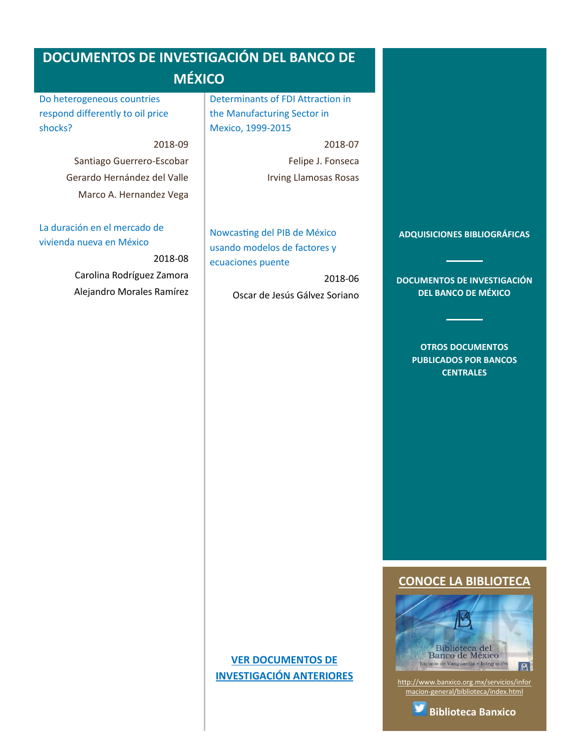# DOCUMENTOS DE INVESTIGACIÓN DEL BANCO DE MÉXICO

Do heterogeneous countries respond differently to oil price shocks?

2018-09

Santiago Guerrero-Escobar
Gerardo Hernández del Valle
Marco A. Hernandez Vega

La duración en el mercado de vivienda nueva en México

2018-08

Carolina Rodríguez Zamora
Alejandro Morales Ramírez

Determinants of FDI Attraction in the Manufacturing Sector in Mexico, 1999-2015

2018-07

Felipe J. Fonseca
Irving Llamosas Rosas

Nowcasting del PIB de México usando modelos de factores y ecuaciones puente

2018-06

Oscar de Jesús Gálvez Soriano

**VER DOCUMENTOS DE INVESTIGACIÓN ANTERIORES**

**ADQUISICIONES BIBLIOGRÁFICAS**

**DOCUMENTOS DE INVESTIGACIÓN DEL BANCO DE MÉXICO**

**OTROS DOCUMENTOS PUBLICADOS POR BANCOS CENTRALES**

## CONOCE LA BIBLIOTECA

Biblioteca del Banco de México
Espacio de Vanguardia e Integración

http://www.banxico.org.mx/servicios/informacion-general/biblioteca/index.html

**Biblioteca Banxico**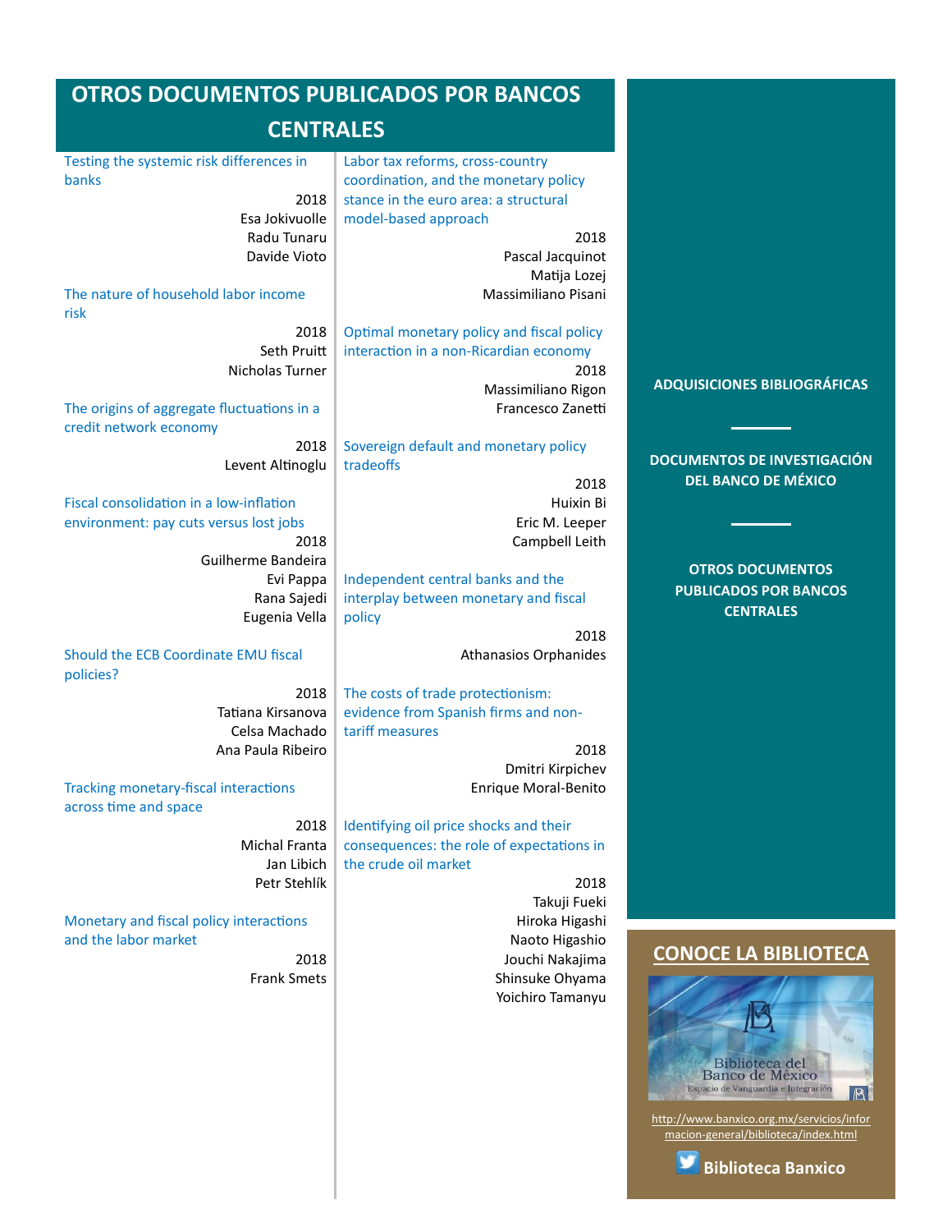# OTROS DOCUMENTOS PUBLICADOS POR BANCOS CENTRALES

**Testing the systemic risk differences in banks**
2018
Esa Jokivuolle
Radu Tunaru
Davide Vioto

**The nature of household labor income risk**
2018
Seth Pruitt
Nicholas Turner

**The origins of aggregate fluctuations in a credit network economy**
2018
Levent Altinoglu

**Fiscal consolidation in a low-inflation environment: pay cuts versus lost jobs**
2018
Guilherme Bandeira
Evi Pappa
Rana Sajedi
Eugenia Vella

**Should the ECB Coordinate EMU fiscal policies?**
2018
Tatiana Kirsanova
Celsa Machado
Ana Paula Ribeiro

**Tracking monetary-fiscal interactions across time and space**
2018
Michal Franta
Jan Libich
Petr Stehlík

**Monetary and fiscal policy interactions and the labor market**
2018
Frank Smets

**Labor tax reforms, cross-country coordination, and the monetary policy stance in the euro area: a structural model-based approach**
2018
Pascal Jacquinot
Matija Lozej
Massimiliano Pisani

**Optimal monetary policy and fiscal policy interaction in a non-Ricardian economy**
2018
Massimiliano Rigon
Francesco Zanetti

**Sovereign default and monetary policy tradeoffs**
2018
Huixin Bi
Eric M. Leeper
Campbell Leith

**Independent central banks and the interplay between monetary and fiscal policy**
2018
Athanasios Orphanides

**The costs of trade protectionism: evidence from Spanish firms and non-tariff measures**
2018
Dmitri Kirpichev
Enrique Moral-Benito

**Identifying oil price shocks and their consequences: the role of expectations in the crude oil market**
2018
Takuji Fueki
Hiroka Higashi
Naoto Higashio
Jouchi Nakajima
Shinsuke Ohyama
Yoichiro Tamanyu

ADQUISICIONES BIBLIOGRÁFICAS

DOCUMENTOS DE INVESTIGACIÓN DEL BANCO DE MÉXICO

OTROS DOCUMENTOS PUBLICADOS POR BANCOS CENTRALES

## CONOCE LA BIBLIOTECA

Biblioteca del Banco de México
Espacio de Vanguardia e Integración

http://www.banxico.org.mx/servicios/informacion-general/biblioteca/index.html

**Biblioteca Banxico**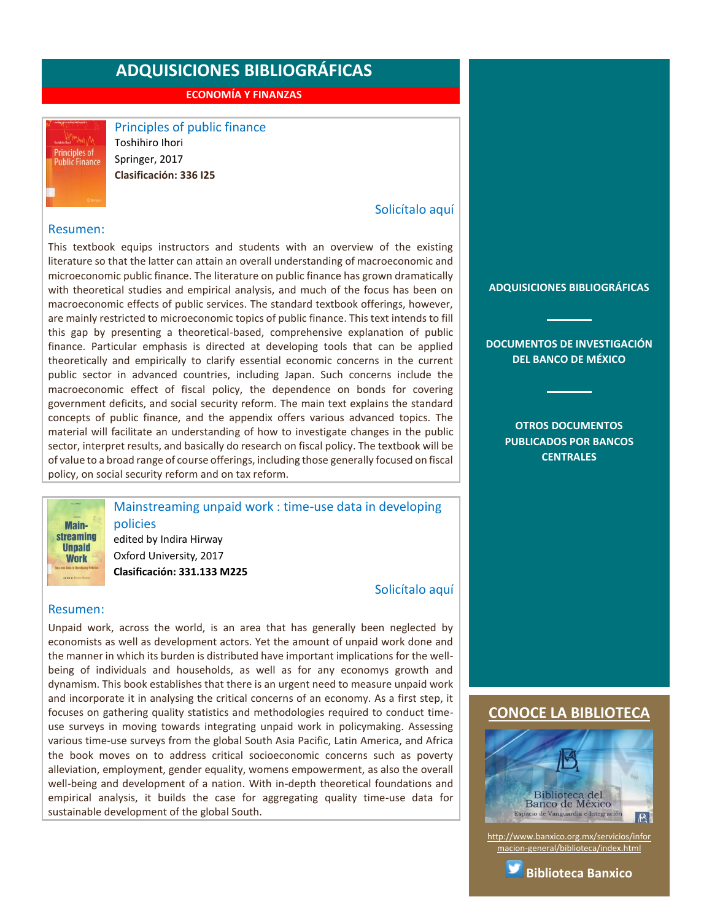# ADQUISICIONES BIBLIOGRÁFICAS

## ECONOMÍA Y FINANZAS

### Principles of public finance

Toshihiro Ihori
Springer, 2017
**Clasificación: 336 I25**

Solicítalo aquí

**Resumen:**

This textbook equips instructors and students with an overview of the existing literature so that the latter can attain an overall understanding of macroeconomic and microeconomic public finance. The literature on public finance has grown dramatically with theoretical studies and empirical analysis, and much of the focus has been on macroeconomic effects of public services. The standard textbook offerings, however, are mainly restricted to microeconomic topics of public finance. This text intends to fill this gap by presenting a theoretical-based, comprehensive explanation of public finance. Particular emphasis is directed at developing tools that can be applied theoretically and empirically to clarify essential economic concerns in the current public sector in advanced countries, including Japan. Such concerns include the macroeconomic effect of fiscal policy, the dependence on bonds for covering government deficits, and social security reform. The main text explains the standard concepts of public finance, and the appendix offers various advanced topics. The material will facilitate an understanding of how to investigate changes in the public sector, interpret results, and basically do research on fiscal policy. The textbook will be of value to a broad range of course offerings, including those generally focused on fiscal policy, on social security reform and on tax reform.

### Mainstreaming unpaid work : time-use data in developing policies

edited by Indira Hirway
Oxford University, 2017
**Clasificación: 331.133 M225**

Solicítalo aquí

**Resumen:**

Unpaid work, across the world, is an area that has generally been neglected by economists as well as development actors. Yet the amount of unpaid work done and the manner in which its burden is distributed have important implications for the well-being of individuals and households, as well as for any economys growth and dynamism. This book establishes that there is an urgent need to measure unpaid work and incorporate it in analysing the critical concerns of an economy. As a first step, it focuses on gathering quality statistics and methodologies required to conduct time-use surveys in moving towards integrating unpaid work in policymaking. Assessing various time-use surveys from the global South Asia Pacific, Latin America, and Africa the book moves on to address critical socioeconomic concerns such as poverty alleviation, employment, gender equality, womens empowerment, as also the overall well-being and development of a nation. With in-depth theoretical foundations and empirical analysis, it builds the case for aggregating quality time-use data for sustainable development of the global South.

---

**ADQUISICIONES BIBLIOGRÁFICAS**

**DOCUMENTOS DE INVESTIGACIÓN DEL BANCO DE MÉXICO**

**OTROS DOCUMENTOS PUBLICADOS POR BANCOS CENTRALES**

## CONOCE LA BIBLIOTECA

Biblioteca del Banco de México
Espacio de Vanguardia e Integración

http://www.banxico.org.mx/servicios/informacion-general/biblioteca/index.html

**Biblioteca Banxico**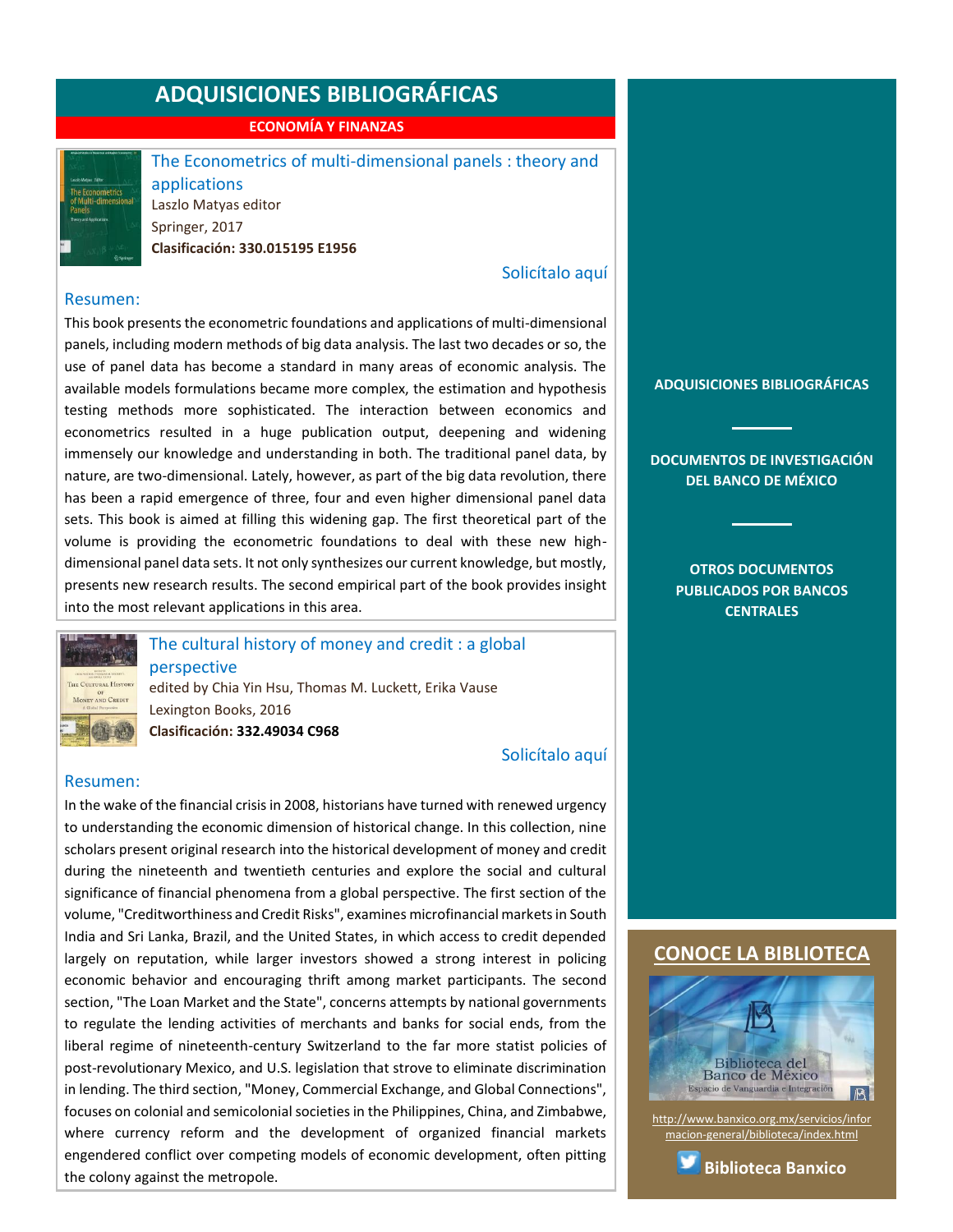# ADQUISICIONES BIBLIOGRÁFICAS

## ECONOMÍA Y FINANZAS

### The Econometrics of multi-dimensional panels : theory and applications

Laszlo Matyas editor

Springer, 2017

**Clasificación: 330.015195 E1956**

Solicítalo aquí

**Resumen:**

This book presents the econometric foundations and applications of multi-dimensional panels, including modern methods of big data analysis. The last two decades or so, the use of panel data has become a standard in many areas of economic analysis. The available models formulations became more complex, the estimation and hypothesis testing methods more sophisticated. The interaction between economics and econometrics resulted in a huge publication output, deepening and widening immensely our knowledge and understanding in both. The traditional panel data, by nature, are two-dimensional. Lately, however, as part of the big data revolution, there has been a rapid emergence of three, four and even higher dimensional panel data sets. This book is aimed at filling this widening gap. The first theoretical part of the volume is providing the econometric foundations to deal with these new high-dimensional panel data sets. It not only synthesizes our current knowledge, but mostly, presents new research results. The second empirical part of the book provides insight into the most relevant applications in this area.

### The cultural history of money and credit : a global perspective

edited by Chia Yin Hsu, Thomas M. Luckett, Erika Vause

Lexington Books, 2016

**Clasificación: 332.49034 C968**

Solicítalo aquí

**Resumen:**

In the wake of the financial crisis in 2008, historians have turned with renewed urgency to understanding the economic dimension of historical change. In this collection, nine scholars present original research into the historical development of money and credit during the nineteenth and twentieth centuries and explore the social and cultural significance of financial phenomena from a global perspective. The first section of the volume, "Creditworthiness and Credit Risks", examines microfinancial markets in South India and Sri Lanka, Brazil, and the United States, in which access to credit depended largely on reputation, while larger investors showed a strong interest in policing economic behavior and encouraging thrift among market participants. The second section, "The Loan Market and the State", concerns attempts by national governments to regulate the lending activities of merchants and banks for social ends, from the liberal regime of nineteenth-century Switzerland to the far more statist policies of post-revolutionary Mexico, and U.S. legislation that strove to eliminate discrimination in lending. The third section, "Money, Commercial Exchange, and Global Connections", focuses on colonial and semicolonial societies in the Philippines, China, and Zimbabwe, where currency reform and the development of organized financial markets engendered conflict over competing models of economic development, often pitting the colony against the metropole.

---

**ADQUISICIONES BIBLIOGRÁFICAS**

**DOCUMENTOS DE INVESTIGACIÓN DEL BANCO DE MÉXICO**

**OTROS DOCUMENTOS PUBLICADOS POR BANCOS CENTRALES**

**CONOCE LA BIBLIOTECA**

Biblioteca del Banco de México
Espacio de Vanguardia e Integración

http://www.banxico.org.mx/servicios/informacion-general/biblioteca/index.html

**Biblioteca Banxico**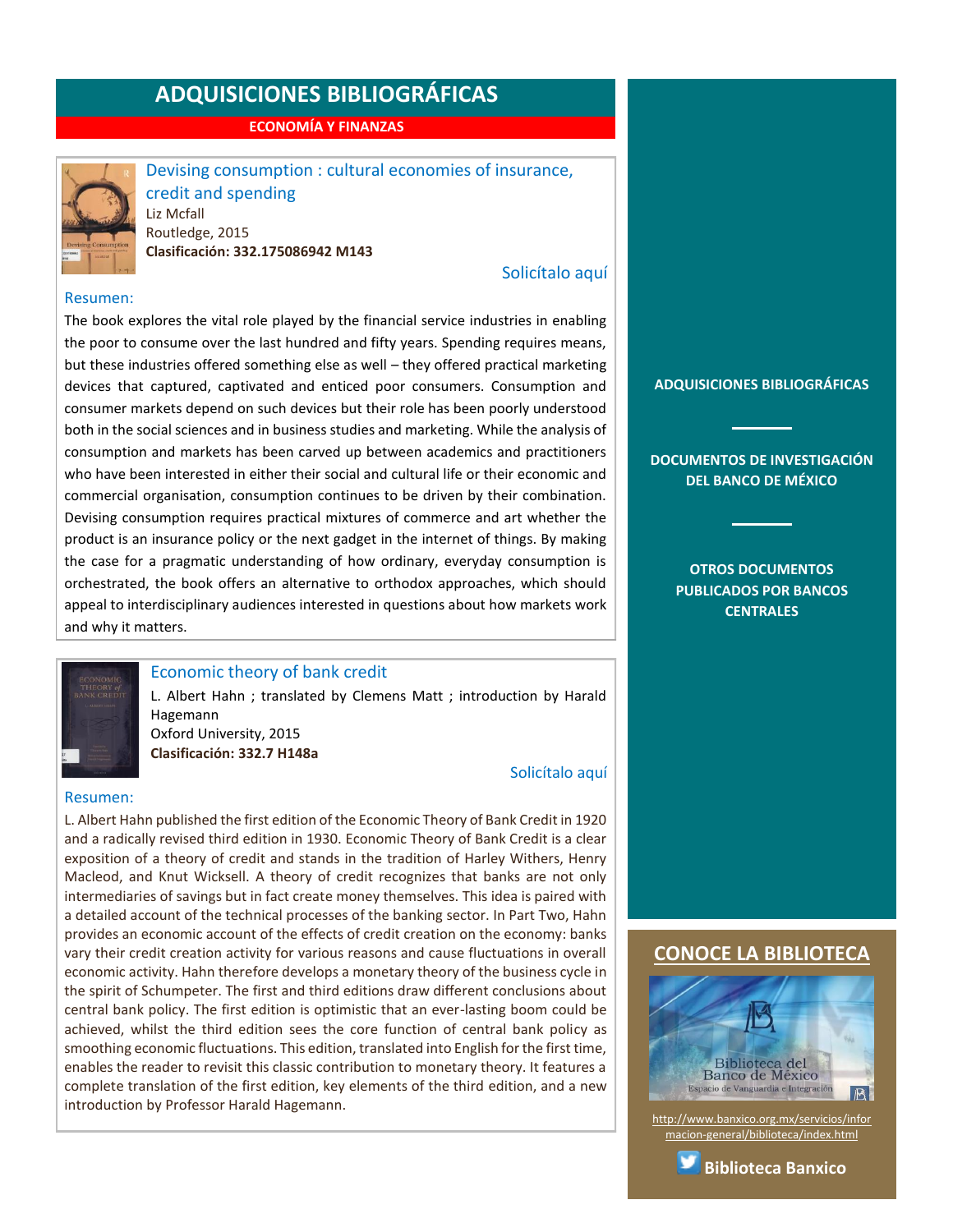# ADQUISICIONES BIBLIOGRÁFICAS

## ECONOMÍA Y FINANZAS

### Devising consumption : cultural economies of insurance, credit and spending

Liz Mcfall
Routledge, 2015
**Clasificación: 332.175086942 M143**

Solicítalo aquí

**Resumen:**

The book explores the vital role played by the financial service industries in enabling the poor to consume over the last hundred and fifty years. Spending requires means, but these industries offered something else as well – they offered practical marketing devices that captured, captivated and enticed poor consumers. Consumption and consumer markets depend on such devices but their role has been poorly understood both in the social sciences and in business studies and marketing. While the analysis of consumption and markets has been carved up between academics and practitioners who have been interested in either their social and cultural life or their economic and commercial organisation, consumption continues to be driven by their combination. Devising consumption requires practical mixtures of commerce and art whether the product is an insurance policy or the next gadget in the internet of things. By making the case for a pragmatic understanding of how ordinary, everyday consumption is orchestrated, the book offers an alternative to orthodox approaches, which should appeal to interdisciplinary audiences interested in questions about how markets work and why it matters.

### Economic theory of bank credit

L. Albert Hahn ; translated by Clemens Matt ; introduction by Harald Hagemann
Oxford University, 2015
**Clasificación: 332.7 H148a**

Solicítalo aquí

**Resumen:**

L. Albert Hahn published the first edition of the Economic Theory of Bank Credit in 1920 and a radically revised third edition in 1930. Economic Theory of Bank Credit is a clear exposition of a theory of credit and stands in the tradition of Harley Withers, Henry Macleod, and Knut Wicksell. A theory of credit recognizes that banks are not only intermediaries of savings but in fact create money themselves. This idea is paired with a detailed account of the technical processes of the banking sector. In Part Two, Hahn provides an economic account of the effects of credit creation on the economy: banks vary their credit creation activity for various reasons and cause fluctuations in overall economic activity. Hahn therefore develops a monetary theory of the business cycle in the spirit of Schumpeter. The first and third editions draw different conclusions about central bank policy. The first edition is optimistic that an ever-lasting boom could be achieved, whilst the third edition sees the core function of central bank policy as smoothing economic fluctuations. This edition, translated into English for the first time, enables the reader to revisit this classic contribution to monetary theory. It features a complete translation of the first edition, key elements of the third edition, and a new introduction by Professor Harald Hagemann.

---

**ADQUISICIONES BIBLIOGRÁFICAS**

**DOCUMENTOS DE INVESTIGACIÓN DEL BANCO DE MÉXICO**

**OTROS DOCUMENTOS PUBLICADOS POR BANCOS CENTRALES**

## CONOCE LA BIBLIOTECA

Biblioteca del Banco de México
Espacio de Vanguardia e Integración

http://www.banxico.org.mx/servicios/informacion-general/biblioteca/index.html

**Biblioteca Banxico**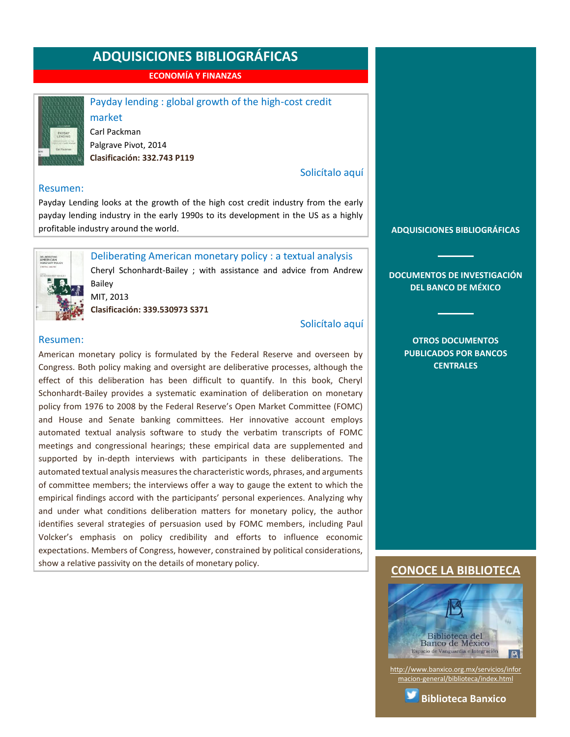# ADQUISICIONES BIBLIOGRÁFICAS

## ECONOMÍA Y FINANZAS

### Payday lending : global growth of the high-cost credit market

Carl Packman
Palgrave Pivot, 2014
**Clasificación: 332.743 P119**

Solicítalo aquí

**Resumen:**

Payday Lending looks at the growth of the high cost credit industry from the early payday lending industry in the early 1990s to its development in the US as a highly profitable industry around the world.

### Deliberating American monetary policy : a textual analysis

Cheryl Schonhardt-Bailey ; with assistance and advice from Andrew Bailey
MIT, 2013
**Clasificación: 339.530973 S371**

Solicítalo aquí

**Resumen:**

American monetary policy is formulated by the Federal Reserve and overseen by Congress. Both policy making and oversight are deliberative processes, although the effect of this deliberation has been difficult to quantify. In this book, Cheryl Schonhardt-Bailey provides a systematic examination of deliberation on monetary policy from 1976 to 2008 by the Federal Reserve's Open Market Committee (FOMC) and House and Senate banking committees. Her innovative account employs automated textual analysis software to study the verbatim transcripts of FOMC meetings and congressional hearings; these empirical data are supplemented and supported by in-depth interviews with participants in these deliberations. The automated textual analysis measures the characteristic words, phrases, and arguments of committee members; the interviews offer a way to gauge the extent to which the empirical findings accord with the participants' personal experiences. Analyzing why and under what conditions deliberation matters for monetary policy, the author identifies several strategies of persuasion used by FOMC members, including Paul Volcker's emphasis on policy credibility and efforts to influence economic expectations. Members of Congress, however, constrained by political considerations, show a relative passivity on the details of monetary policy.

---

**ADQUISICIONES BIBLIOGRÁFICAS**

**DOCUMENTOS DE INVESTIGACIÓN DEL BANCO DE MÉXICO**

**OTROS DOCUMENTOS PUBLICADOS POR BANCOS CENTRALES**

## CONOCE LA BIBLIOTECA

Biblioteca del Banco de México
Espacio de Vanguardia e Integración

http://www.banxico.org.mx/servicios/informacion-general/biblioteca/index.html

**Biblioteca Banxico**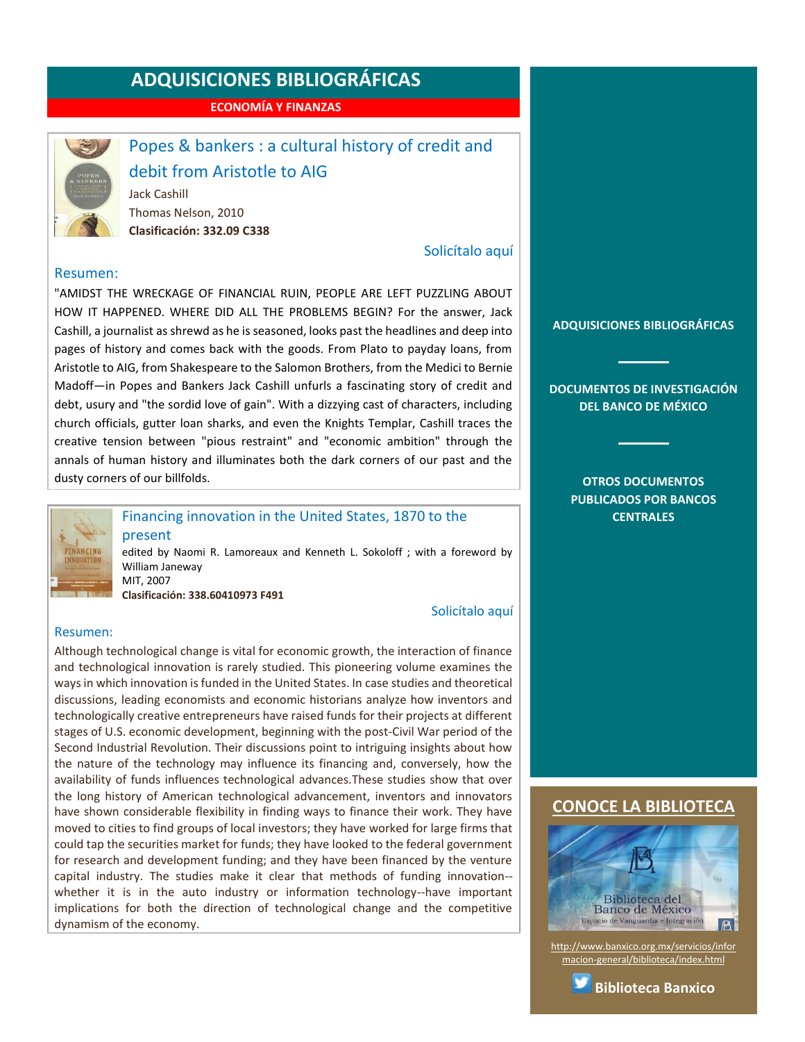# ADQUISICIONES BIBLIOGRÁFICAS

**ECONOMÍA Y FINANZAS**

## Popes & bankers : a cultural history of credit and debit from Aristotle to AIG

Jack Cashill
Thomas Nelson, 2010
**Clasificación: 332.09 C338**

Solicítalo aquí

### Resumen:

"AMIDST THE WRECKAGE OF FINANCIAL RUIN, PEOPLE ARE LEFT PUZZLING ABOUT HOW IT HAPPENED. WHERE DID ALL THE PROBLEMS BEGIN? For the answer, Jack Cashill, a journalist as shrewd as he is seasoned, looks past the headlines and deep into pages of history and comes back with the goods. From Plato to payday loans, from Aristotle to AIG, from Shakespeare to the Salomon Brothers, from the Medici to Bernie Madoff—in Popes and Bankers Jack Cashill unfurls a fascinating story of credit and debt, usury and "the sordid love of gain". With a dizzying cast of characters, including church officials, gutter loan sharks, and even the Knights Templar, Cashill traces the creative tension between "pious restraint" and "economic ambition" through the annals of human history and illuminates both the dark corners of our past and the dusty corners of our billfolds.

## Financing innovation in the United States, 1870 to the present

edited by Naomi R. Lamoreaux and Kenneth L. Sokoloff ; with a foreword by William Janeway
MIT, 2007
**Clasificación: 338.60410973 F491**

Solicítalo aquí

### Resumen:

Although technological change is vital for economic growth, the interaction of finance and technological innovation is rarely studied. This pioneering volume examines the ways in which innovation is funded in the United States. In case studies and theoretical discussions, leading economists and economic historians analyze how inventors and technologically creative entrepreneurs have raised funds for their projects at different stages of U.S. economic development, beginning with the post-Civil War period of the Second Industrial Revolution. Their discussions point to intriguing insights about how the nature of the technology may influence its financing and, conversely, how the availability of funds influences technological advances.These studies show that over the long history of American technological advancement, inventors and innovators have shown considerable flexibility in finding ways to finance their work. They have moved to cities to find groups of local investors; they have worked for large firms that could tap the securities market for funds; they have looked to the federal government for research and development funding; and they have been financed by the venture capital industry. The studies make it clear that methods of funding innovation--whether it is in the auto industry or information technology--have important implications for both the direction of technological change and the competitive dynamism of the economy.

**ADQUISICIONES BIBLIOGRÁFICAS**

**DOCUMENTOS DE INVESTIGACIÓN DEL BANCO DE MÉXICO**

**OTROS DOCUMENTOS PUBLICADOS POR BANCOS CENTRALES**

## CONOCE LA BIBLIOTECA

Biblioteca del Banco de México
Espacio de Vanguardia e Integración

http://www.banxico.org.mx/servicios/informacion-general/biblioteca/index.html

**Biblioteca Banxico**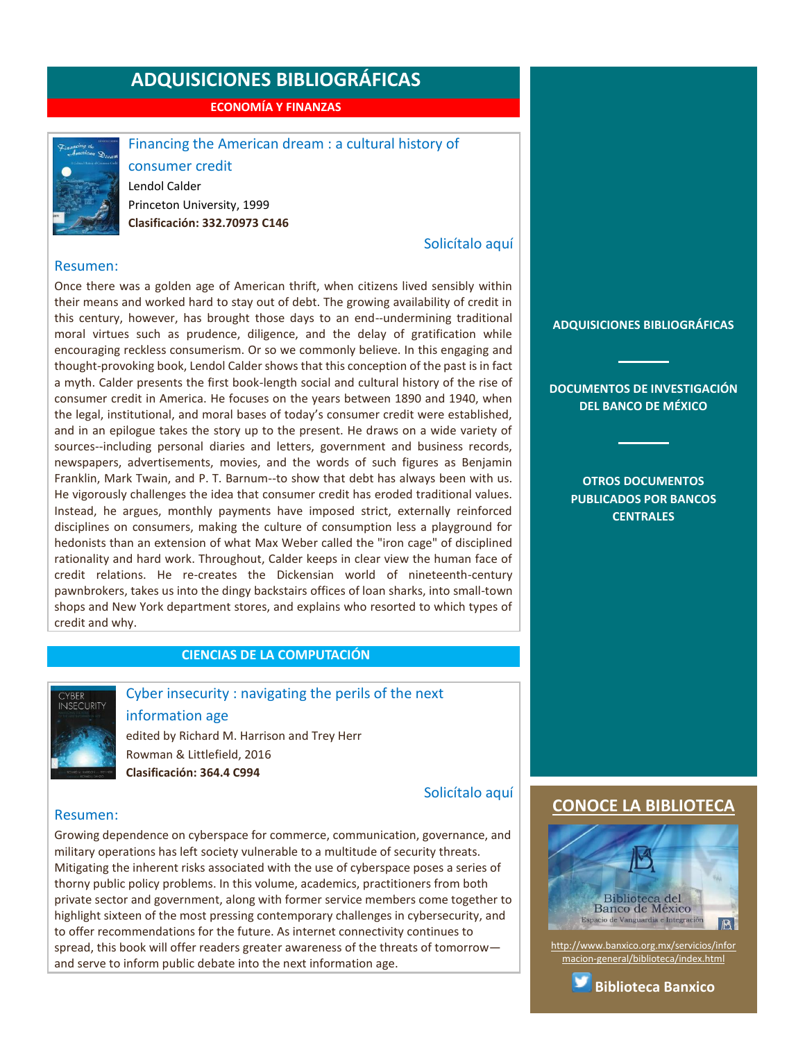# ADQUISICIONES BIBLIOGRÁFICAS

## ECONOMÍA Y FINANZAS

### Financing the American dream : a cultural history of consumer credit

Lendol Calder
Princeton University, 1999
**Clasificación: 332.70973 C146**

Solicítalo aquí

**Resumen:**

Once there was a golden age of American thrift, when citizens lived sensibly within their means and worked hard to stay out of debt. The growing availability of credit in this century, however, has brought those days to an end--undermining traditional moral virtues such as prudence, diligence, and the delay of gratification while encouraging reckless consumerism. Or so we commonly believe. In this engaging and thought-provoking book, Lendol Calder shows that this conception of the past is in fact a myth. Calder presents the first book-length social and cultural history of the rise of consumer credit in America. He focuses on the years between 1890 and 1940, when the legal, institutional, and moral bases of today's consumer credit were established, and in an epilogue takes the story up to the present. He draws on a wide variety of sources--including personal diaries and letters, government and business records, newspapers, advertisements, movies, and the words of such figures as Benjamin Franklin, Mark Twain, and P. T. Barnum--to show that debt has always been with us. He vigorously challenges the idea that consumer credit has eroded traditional values. Instead, he argues, monthly payments have imposed strict, externally reinforced disciplines on consumers, making the culture of consumption less a playground for hedonists than an extension of what Max Weber called the "iron cage" of disciplined rationality and hard work. Throughout, Calder keeps in clear view the human face of credit relations. He re-creates the Dickensian world of nineteenth-century pawnbrokers, takes us into the dingy backstairs offices of loan sharks, into small-town shops and New York department stores, and explains who resorted to which types of credit and why.

## CIENCIAS DE LA COMPUTACIÓN

### Cyber insecurity : navigating the perils of the next information age

edited by Richard M. Harrison and Trey Herr
Rowman & Littlefield, 2016
**Clasificación: 364.4 C994**

Solicítalo aquí

**Resumen:**

Growing dependence on cyberspace for commerce, communication, governance, and military operations has left society vulnerable to a multitude of security threats. Mitigating the inherent risks associated with the use of cyberspace poses a series of thorny public policy problems. In this volume, academics, practitioners from both private sector and government, along with former service members come together to highlight sixteen of the most pressing contemporary challenges in cybersecurity, and to offer recommendations for the future. As internet connectivity continues to spread, this book will offer readers greater awareness of the threats of tomorrow—and serve to inform public debate into the next information age.

**ADQUISICIONES BIBLIOGRÁFICAS**

**DOCUMENTOS DE INVESTIGACIÓN DEL BANCO DE MÉXICO**

**OTROS DOCUMENTOS PUBLICADOS POR BANCOS CENTRALES**

## CONOCE LA BIBLIOTECA

Biblioteca del Banco de México
Espacio de Vanguardia e Integración

http://www.banxico.org.mx/servicios/informacion-general/biblioteca/index.html

**Biblioteca Banxico**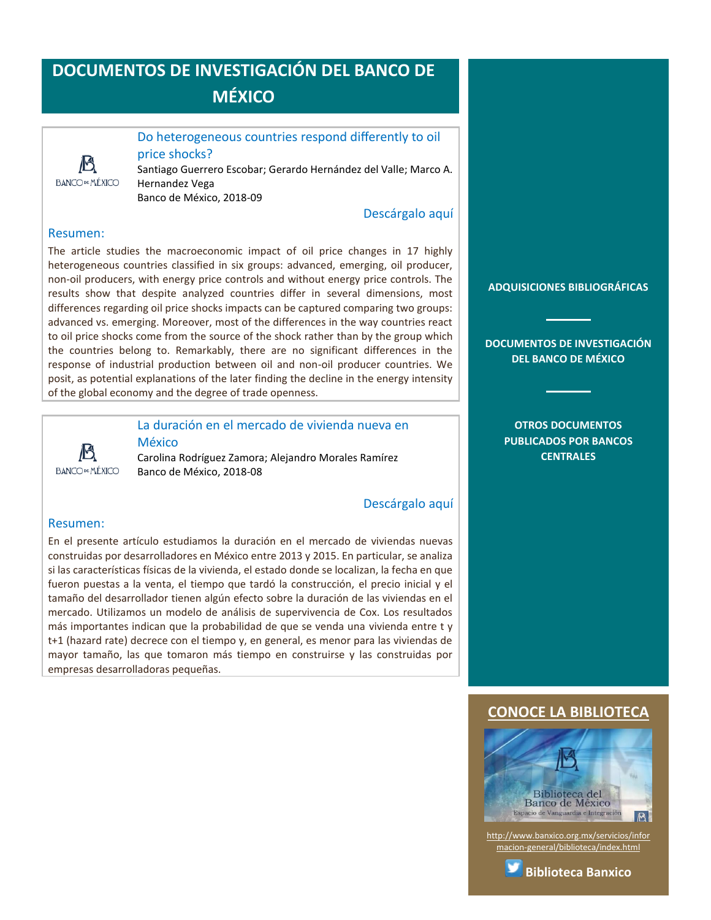# DOCUMENTOS DE INVESTIGACIÓN DEL BANCO DE MÉXICO

BANCO DE MÉXICO

## Do heterogeneous countries respond differently to oil price shocks?

Santiago Guerrero Escobar; Gerardo Hernández del Valle; Marco A. Hernandez Vega
Banco de México, 2018-09

Descárgalo aquí

### Resumen:

The article studies the macroeconomic impact of oil price changes in 17 highly heterogeneous countries classified in six groups: advanced, emerging, oil producer, non-oil producers, with energy price controls and without energy price controls. The results show that despite analyzed countries differ in several dimensions, most differences regarding oil price shocks impacts can be captured comparing two groups: advanced vs. emerging. Moreover, most of the differences in the way countries react to oil price shocks come from the source of the shock rather than by the group which the countries belong to. Remarkably, there are no significant differences in the response of industrial production between oil and non-oil producer countries. We posit, as potential explanations of the later finding the decline in the energy intensity of the global economy and the degree of trade openness.

BANCO DE MÉXICO

## La duración en el mercado de vivienda nueva en México

Carolina Rodríguez Zamora; Alejandro Morales Ramírez
Banco de México, 2018-08

Descárgalo aquí

### Resumen:

En el presente artículo estudiamos la duración en el mercado de viviendas nuevas construidas por desarrolladores en México entre 2013 y 2015. En particular, se analiza si las características físicas de la vivienda, el estado donde se localizan, la fecha en que fueron puestas a la venta, el tiempo que tardó la construcción, el precio inicial y el tamaño del desarrollador tienen algún efecto sobre la duración de las viviendas en el mercado. Utilizamos un modelo de análisis de supervivencia de Cox. Los resultados más importantes indican que la probabilidad de que se venda una vivienda entre t y t+1 (hazard rate) decrece con el tiempo y, en general, es menor para las viviendas de mayor tamaño, las que tomaron más tiempo en construirse y las construidas por empresas desarrolladoras pequeñas.

**ADQUISICIONES BIBLIOGRÁFICAS**

**DOCUMENTOS DE INVESTIGACIÓN DEL BANCO DE MÉXICO**

**OTROS DOCUMENTOS PUBLICADOS POR BANCOS CENTRALES**

## CONOCE LA BIBLIOTECA

Biblioteca del Banco de México
Espacio de Vanguardia e Integración

http://www.banxico.org.mx/servicios/informacion-general/biblioteca/index.html

**Biblioteca Banxico**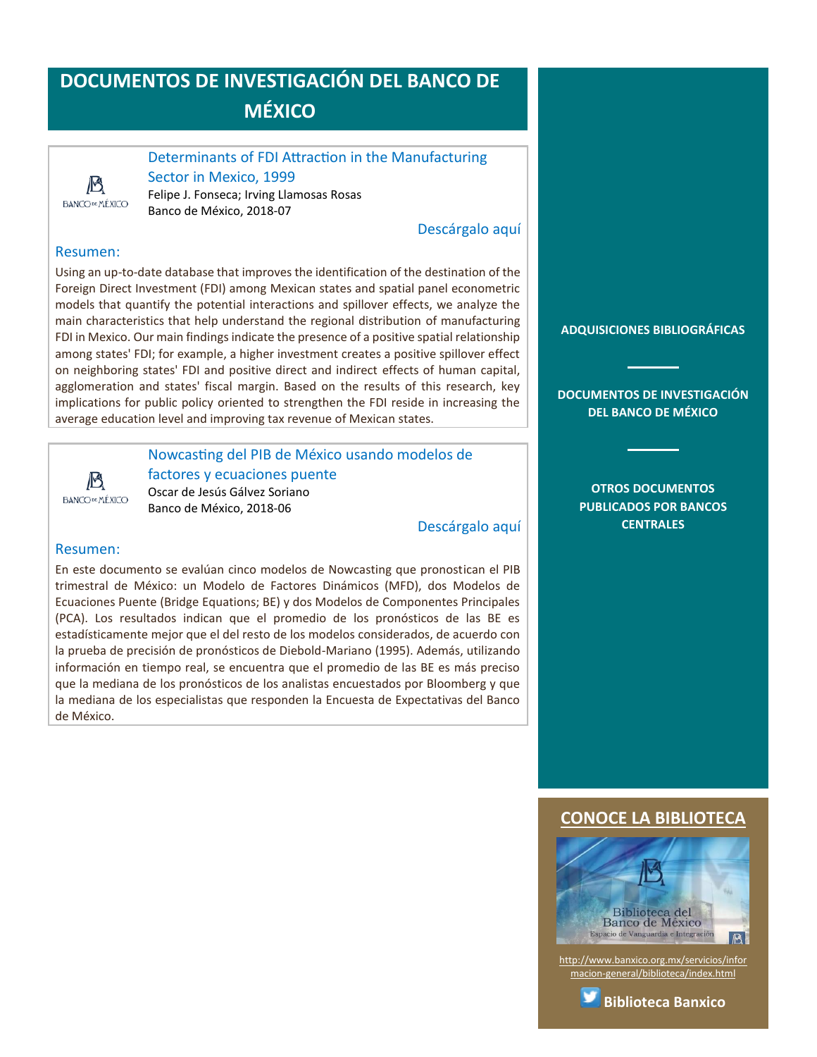# DOCUMENTOS DE INVESTIGACIÓN DEL BANCO DE MÉXICO

## Determinants of FDI Attraction in the Manufacturing Sector in Mexico, 1999

Felipe J. Fonseca; Irving Llamosas Rosas
Banco de México, 2018-07

Descárgalo aquí

### Resumen:

Using an up-to-date database that improves the identification of the destination of the Foreign Direct Investment (FDI) among Mexican states and spatial panel econometric models that quantify the potential interactions and spillover effects, we analyze the main characteristics that help understand the regional distribution of manufacturing FDI in Mexico. Our main findings indicate the presence of a positive spatial relationship among states' FDI; for example, a higher investment creates a positive spillover effect on neighboring states' FDI and positive direct and indirect effects of human capital, agglomeration and states' fiscal margin. Based on the results of this research, key implications for public policy oriented to strengthen the FDI reside in increasing the average education level and improving tax revenue of Mexican states.

## Nowcasting del PIB de México usando modelos de factores y ecuaciones puente

Oscar de Jesús Gálvez Soriano
Banco de México, 2018-06

Descárgalo aquí

### Resumen:

En este documento se evalúan cinco modelos de Nowcasting que pronostican el PIB trimestral de México: un Modelo de Factores Dinámicos (MFD), dos Modelos de Ecuaciones Puente (Bridge Equations; BE) y dos Modelos de Componentes Principales (PCA). Los resultados indican que el promedio de los pronósticos de las BE es estadísticamente mejor que el del resto de los modelos considerados, de acuerdo con la prueba de precisión de pronósticos de Diebold-Mariano (1995). Además, utilizando información en tiempo real, se encuentra que el promedio de las BE es más preciso que la mediana de los pronósticos de los analistas encuestados por Bloomberg y que la mediana de los especialistas que responden la Encuesta de Expectativas del Banco de México.

**ADQUISICIONES BIBLIOGRÁFICAS**

**DOCUMENTOS DE INVESTIGACIÓN DEL BANCO DE MÉXICO**

**OTROS DOCUMENTOS PUBLICADOS POR BANCOS CENTRALES**

## CONOCE LA BIBLIOTECA

Biblioteca del Banco de México
Espacio de Vanguardia e Integración

http://www.banxico.org.mx/servicios/informacion-general/biblioteca/index.html

**Biblioteca Banxico**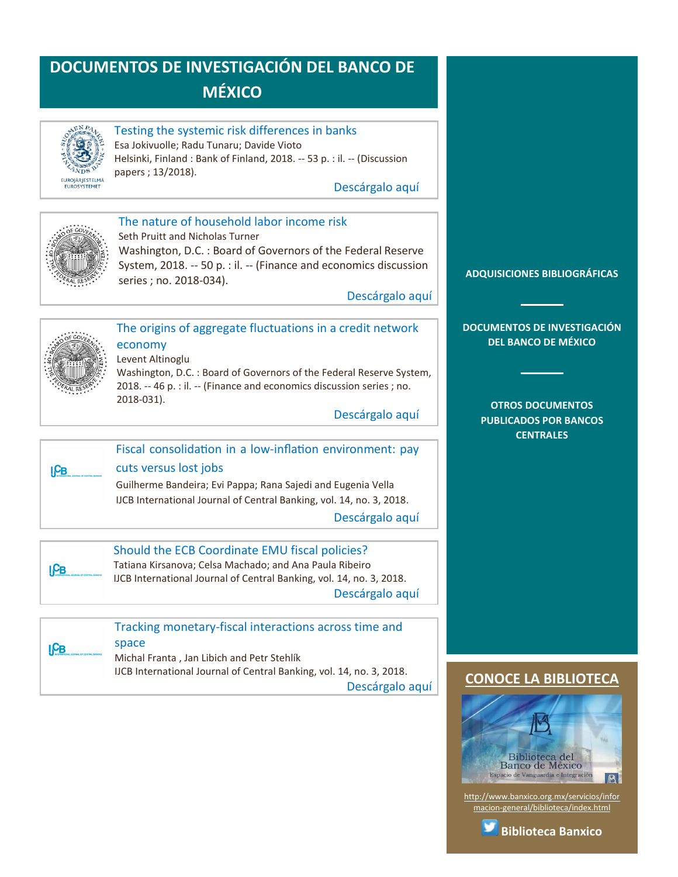# DOCUMENTOS DE INVESTIGACIÓN DEL BANCO DE MÉXICO

**Testing the systemic risk differences in banks**
Esa Jokivuolle; Radu Tunaru; Davide Vioto
Helsinki, Finland : Bank of Finland, 2018. -- 53 p. : il. -- (Discussion papers ; 13/2018).

Descárgalo aquí

**The nature of household labor income risk**
Seth Pruitt and Nicholas Turner
Washington, D.C. : Board of Governors of the Federal Reserve System, 2018. -- 50 p. : il. -- (Finance and economics discussion series ; no. 2018-034).

Descárgalo aquí

**The origins of aggregate fluctuations in a credit network economy**
Levent Altinoglu
Washington, D.C. : Board of Governors of the Federal Reserve System, 2018. -- 46 p. : il. -- (Finance and economics discussion series ; no. 2018-031).

Descárgalo aquí

**Fiscal consolidation in a low-inflation environment: pay cuts versus lost jobs**
Guilherme Bandeira; Evi Pappa; Rana Sajedi and Eugenia Vella
IJCB International Journal of Central Banking, vol. 14, no. 3, 2018.

Descárgalo aquí

**Should the ECB Coordinate EMU fiscal policies?**
Tatiana Kirsanova; Celsa Machado; and Ana Paula Ribeiro
IJCB International Journal of Central Banking, vol. 14, no. 3, 2018.

Descárgalo aquí

**Tracking monetary-fiscal interactions across time and space**
Michal Franta , Jan Libich and Petr Stehlík
IJCB International Journal of Central Banking, vol. 14, no. 3, 2018.

Descárgalo aquí

ADQUISICIONES BIBLIOGRÁFICAS

DOCUMENTOS DE INVESTIGACIÓN DEL BANCO DE MÉXICO

OTROS DOCUMENTOS PUBLICADOS POR BANCOS CENTRALES

## CONOCE LA BIBLIOTECA

Biblioteca del Banco de México
Espacio de Vanguardia e Integración

http://www.banxico.org.mx/servicios/informacion-general/biblioteca/index.html

Biblioteca Banxico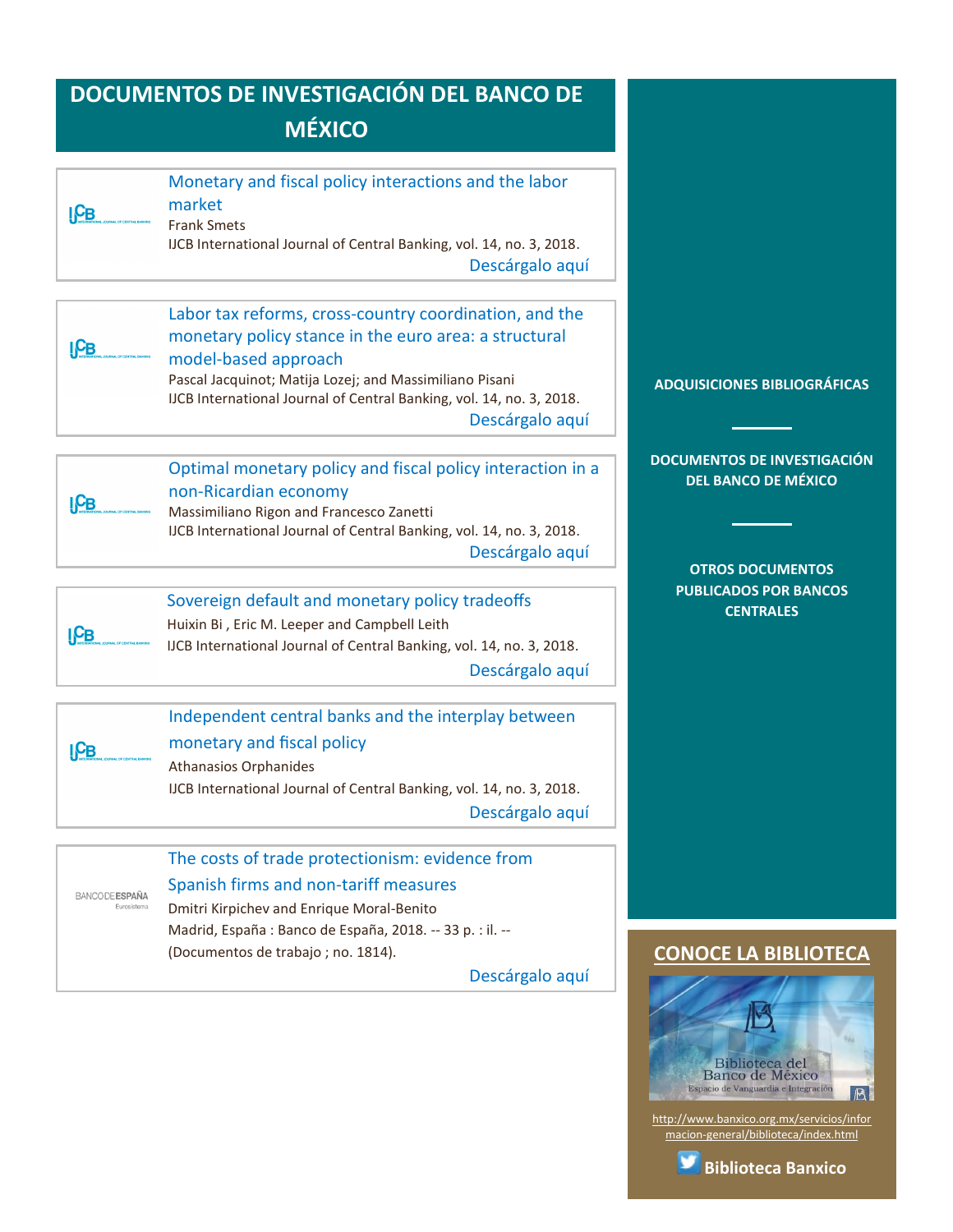# DOCUMENTOS DE INVESTIGACIÓN DEL BANCO DE MÉXICO

**Monetary and fiscal policy interactions and the labor market**
Frank Smets
IJCB International Journal of Central Banking, vol. 14, no. 3, 2018.
Descárgalo aquí

**Labor tax reforms, cross-country coordination, and the monetary policy stance in the euro area: a structural model-based approach**
Pascal Jacquinot; Matija Lozej; and Massimiliano Pisani
IJCB International Journal of Central Banking, vol. 14, no. 3, 2018.
Descárgalo aquí

**Optimal monetary policy and fiscal policy interaction in a non-Ricardian economy**
Massimiliano Rigon and Francesco Zanetti
IJCB International Journal of Central Banking, vol. 14, no. 3, 2018.
Descárgalo aquí

**Sovereign default and monetary policy tradeoffs**
Huixin Bi , Eric M. Leeper and Campbell Leith
IJCB International Journal of Central Banking, vol. 14, no. 3, 2018.
Descárgalo aquí

**Independent central banks and the interplay between monetary and fiscal policy**
Athanasios Orphanides
IJCB International Journal of Central Banking, vol. 14, no. 3, 2018.
Descárgalo aquí

**The costs of trade protectionism: evidence from Spanish firms and non-tariff measures**
Dmitri Kirpichev and Enrique Moral-Benito
Madrid, España : Banco de España, 2018. -- 33 p. : il. -- (Documentos de trabajo ; no. 1814).
Descárgalo aquí

ADQUISICIONES BIBLIOGRÁFICAS

DOCUMENTOS DE INVESTIGACIÓN DEL BANCO DE MÉXICO

OTROS DOCUMENTOS PUBLICADOS POR BANCOS CENTRALES

## CONOCE LA BIBLIOTECA

Biblioteca del Banco de México
Espacio de Vanguardia e Integración

http://www.banxico.org.mx/servicios/informacion-general/biblioteca/index.html

Biblioteca Banxico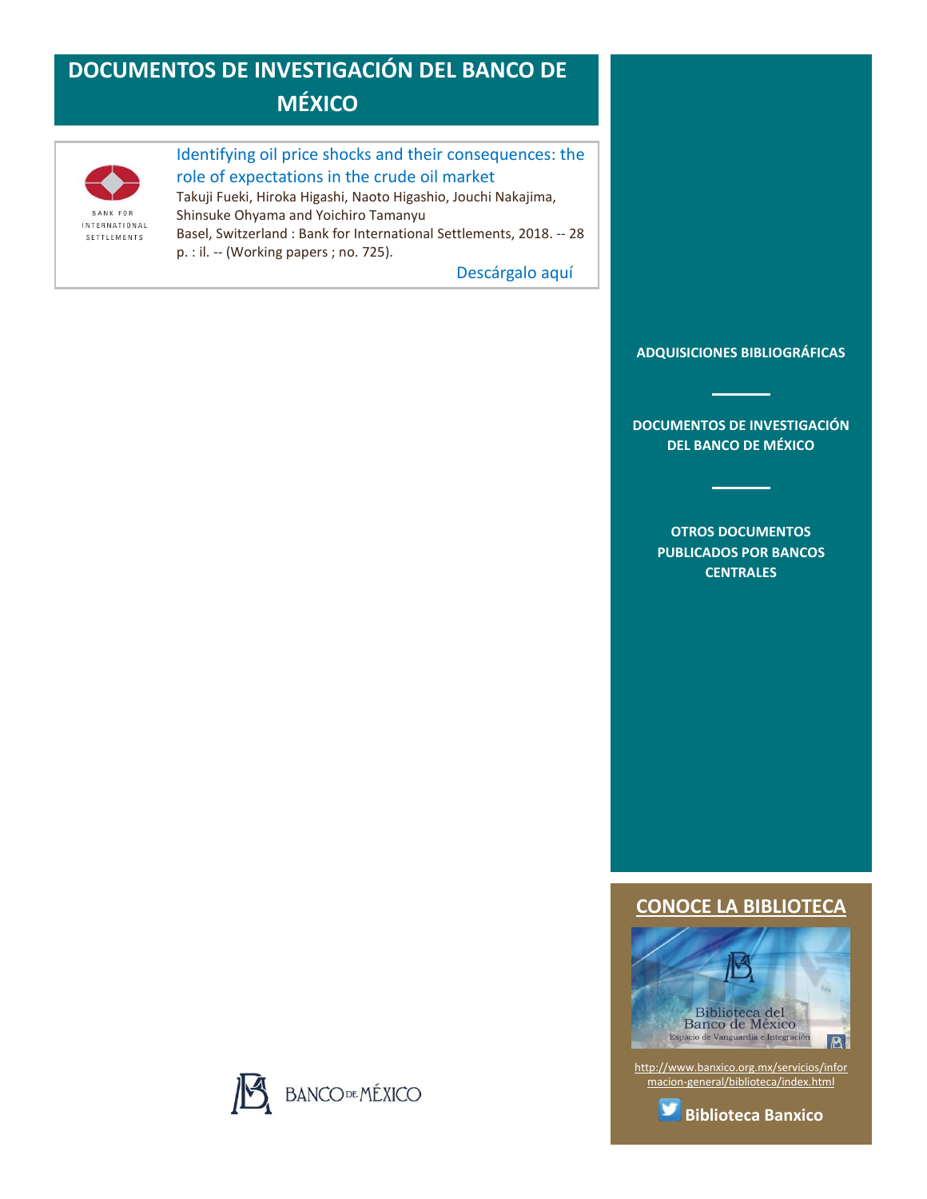# DOCUMENTOS DE INVESTIGACIÓN DEL BANCO DE MÉXICO

BANK FOR INTERNATIONAL SETTLEMENTS

Identifying oil price shocks and their consequences: the role of expectations in the crude oil market

Takuji Fueki, Hiroka Higashi, Naoto Higashio, Jouchi Nakajima, Shinsuke Ohyama and Yoichiro Tamanyu

Basel, Switzerland : Bank for International Settlements, 2018. -- 28 p. : il. -- (Working papers ; no. 725).

Descárgalo aquí

ADQUISICIONES BIBLIOGRÁFICAS

DOCUMENTOS DE INVESTIGACIÓN DEL BANCO DE MÉXICO

OTROS DOCUMENTOS PUBLICADOS POR BANCOS CENTRALES

## CONOCE LA BIBLIOTECA

Biblioteca del Banco de México

Espacio de Vanguardia e Integración

http://www.banxico.org.mx/servicios/informacion-general/biblioteca/index.html

**Biblioteca Banxico**

BANCO DE MÉXICO